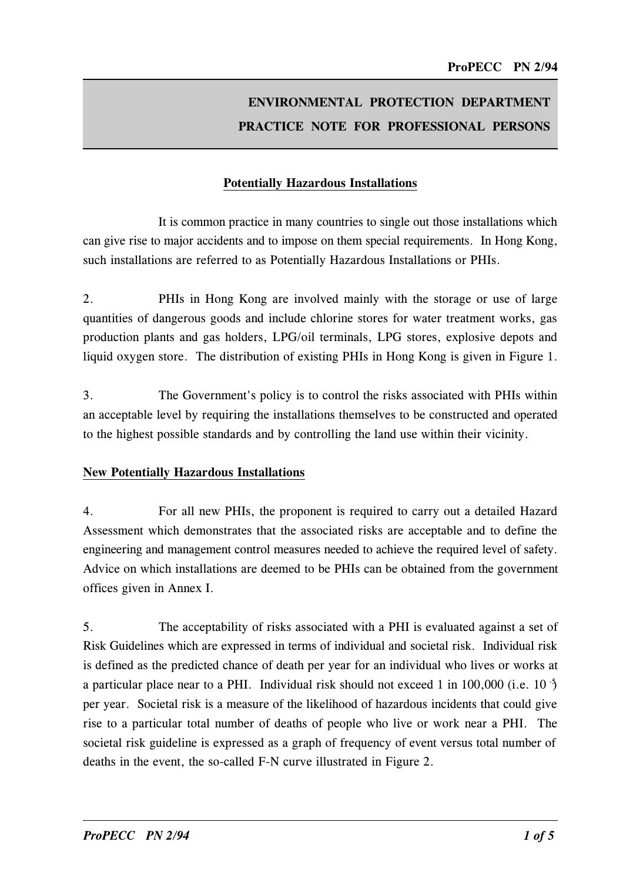# ENVIRONMENTAL PROTECTION DEPARTMENT
# PRACTICE NOTE FOR PROFESSIONAL PERSONS

## Potentially Hazardous Installations

It is common practice in many countries to single out those installations which can give rise to major accidents and to impose on them special requirements. In Hong Kong, such installations are referred to as Potentially Hazardous Installations or PHIs.

2. PHIs in Hong Kong are involved mainly with the storage or use of large quantities of dangerous goods and include chlorine stores for water treatment works, gas production plants and gas holders, LPG/oil terminals, LPG stores, explosive depots and liquid oxygen store. The distribution of existing PHIs in Hong Kong is given in Figure 1.

3. The Government's policy is to control the risks associated with PHIs within an acceptable level by requiring the installations themselves to be constructed and operated to the highest possible standards and by controlling the land use within their vicinity.

## New Potentially Hazardous Installations

4. For all new PHIs, the proponent is required to carry out a detailed Hazard Assessment which demonstrates that the associated risks are acceptable and to define the engineering and management control measures needed to achieve the required level of safety. Advice on which installations are deemed to be PHIs can be obtained from the government offices given in Annex I.

5. The acceptability of risks associated with a PHI is evaluated against a set of Risk Guidelines which are expressed in terms of individual and societal risk. Individual risk is defined as the predicted chance of death per year for an individual who lives or works at a particular place near to a PHI. Individual risk should not exceed 1 in 100,000 (i.e. $10^{-5}$) per year. Societal risk is a measure of the likelihood of hazardous incidents that could give rise to a particular total number of deaths of people who live or work near a PHI. The societal risk guideline is expressed as a graph of frequency of event versus total number of deaths in the event, the so-called F-N curve illustrated in Figure 2.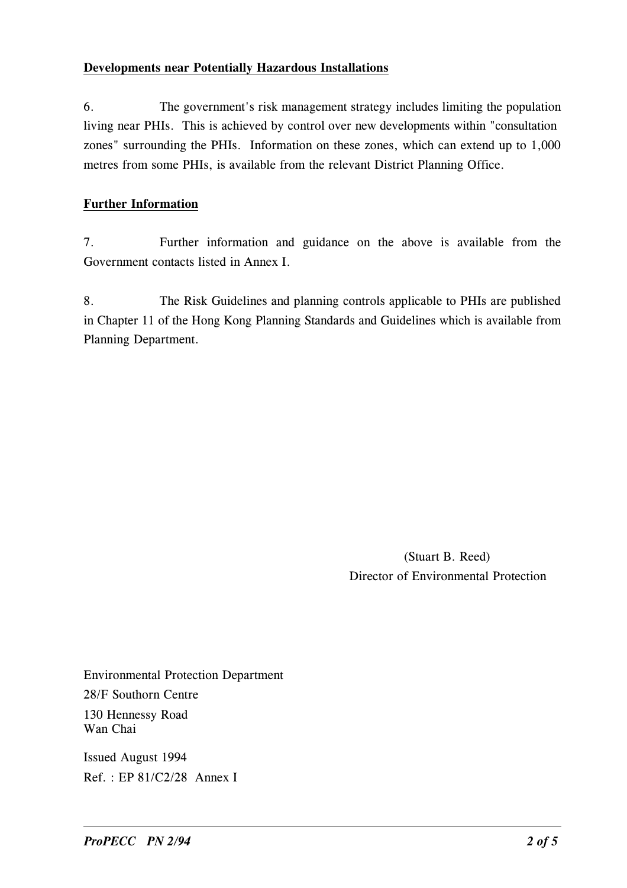**Developments near Potentially Hazardous Installations**

6. The government's risk management strategy includes limiting the population living near PHIs. This is achieved by control over new developments within "consultation zones" surrounding the PHIs. Information on these zones, which can extend up to 1,000 metres from some PHIs, is available from the relevant District Planning Office.

**Further Information**

7. Further information and guidance on the above is available from the Government contacts listed in Annex I.

8. The Risk Guidelines and planning controls applicable to PHIs are published in Chapter 11 of the Hong Kong Planning Standards and Guidelines which is available from Planning Department.

(Stuart B. Reed)
Director of Environmental Protection

Environmental Protection Department
28/F Southorn Centre
130 Hennessy Road
Wan Chai

Issued August 1994
Ref. : EP 81/C2/28 Annex I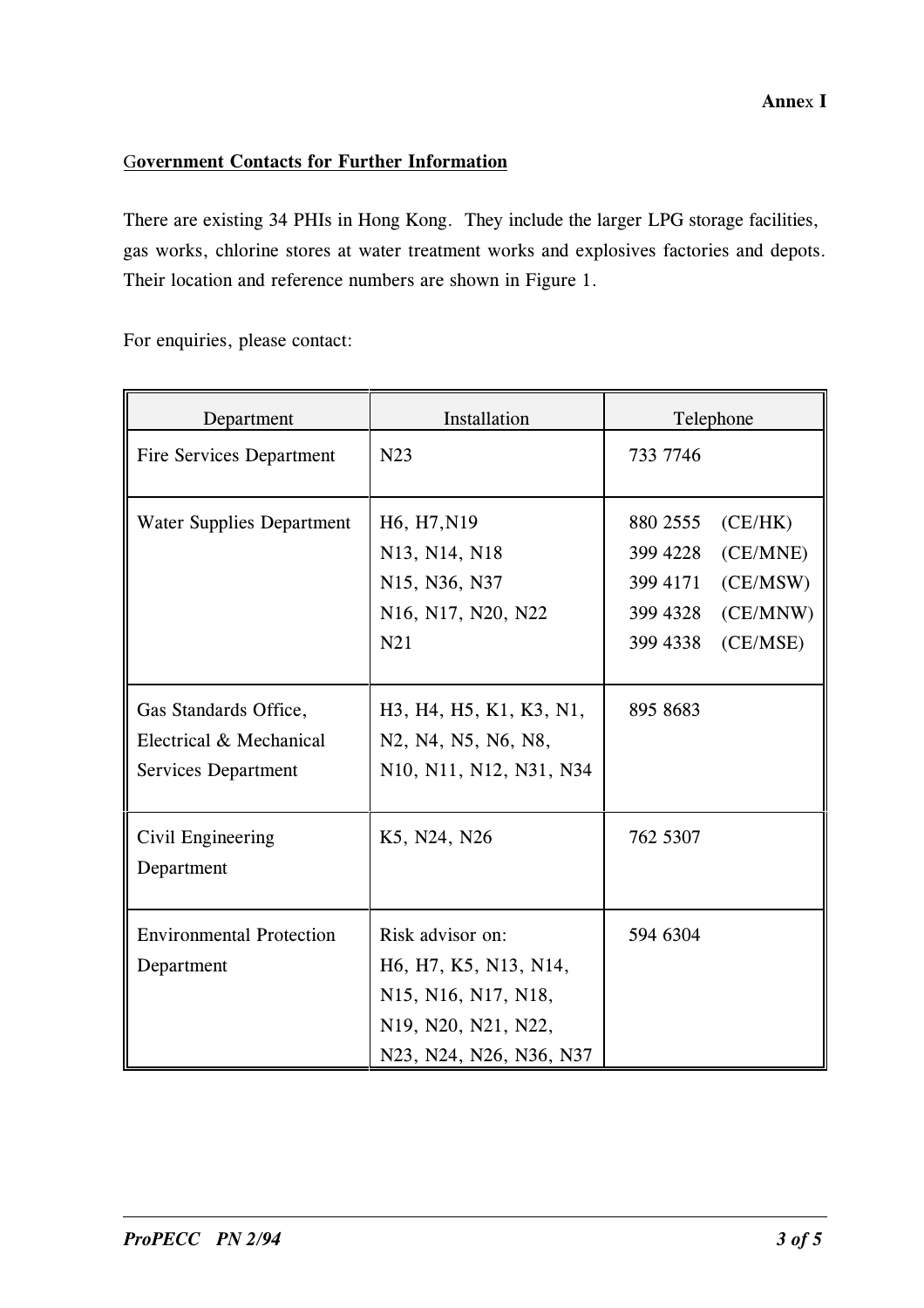**Annex I**

**Government Contacts for Further Information**

There are existing 34 PHIs in Hong Kong. They include the larger LPG storage facilities, gas works, chlorine stores at water treatment works and explosives factories and depots. Their location and reference numbers are shown in Figure 1.

For enquiries, please contact:

| Department | Installation | Telephone |
|---|---|---|
| Fire Services Department | N23 | 733 7746 |
| Water Supplies Department | H6, H7,N19<br>N13, N14, N18<br>N15, N36, N37<br>N16, N17, N20, N22<br>N21 | 880 2555 (CE/HK)<br>399 4228 (CE/MNE)<br>399 4171 (CE/MSW)<br>399 4328 (CE/MNW)<br>399 4338 (CE/MSE) |
| Gas Standards Office, Electrical & Mechanical Services Department | H3, H4, H5, K1, K3, N1, N2, N4, N5, N6, N8, N10, N11, N12, N31, N34 | 895 8683 |
| Civil Engineering Department | K5, N24, N26 | 762 5307 |
| Environmental Protection Department | Risk advisor on:<br>H6, H7, K5, N13, N14, N15, N16, N17, N18, N19, N20, N21, N22, N23, N24, N26, N36, N37 | 594 6304 |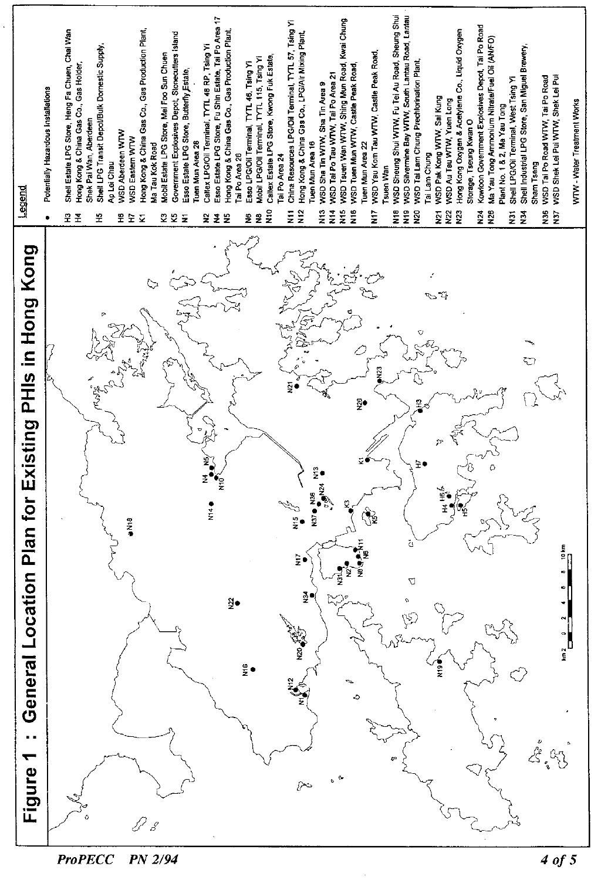# Figure 1 : General Location Plan for Existing PHIs in Hong Kong

**Legend**

- • Potentially Hazardous Installations
- H3 Shell Estate LPG Store, Heng Fa Chuen, Chai Wan
- H4 Hong Kong & China Gas Co., Gas Holder, Shek Pai Wan, Aberdeen
- H5 Shell LPG Transit Depot/Bulk Domestic Supply, Ap Lei Chau
- H6 WSD Aberdeen WTW
- H7 WSD Eastern WTW
- K1 Hong Kong & China Gas Co., Gas Production Plant, Ma Tau Kok Road
- K3 Mobil Estate LPG Store, Mei Foo Sun Chuen
- K5 Government Explosives Depot, Stonecutters Island
- N1 Esso Estate LPG Store, Butterfly Estate, Tuen Mun Area 28
- N2 Caltex LPG/Oil Terminal, TYTL 48 RP, Tsing Yi
- N4 Esso Estate LPG Store, Fu Shin Estate, Tai Po Area 17
- N5 Hong Kong & China Gas Co., Gas Production Plant, Tai Po Area 26
- N6 Esso LPG/Oil Terminal, TYTL 46, Tsing Yi
- N8 Mobil LPG/Oil Terminal, TYTL 115, Tsing Yi
- N10 Caltex Estate LPG Store, Kwong Fuk Estate, Tai Po Area 24
- N11 China Resources LPG/Oil Terminal, TYTL 57, Tsing Yi
- N12 Hong Kong & China Gas Co., LPG/Air Mixing Plant, Tuen Mun Area 16
- N13 WSD Sha Tin WTW, Sha Tin Area 9
- N14 WSD Tai Po Tau WTW, Tai Po Area 21
- N15 WSD Tsuen Wan WTW, Shing Mun Road, Kwai Chung
- N16 WSD Tuen Mun WTW, Castle Peak Road, Tuen Mun Area 22
- N17 WSD Yau Kom Tau WTW, Castle Peak Road, Tsuen Wan
- N18 WSD Sheung Shui WTW, Fu Tei Au Road, Sheung Shui
- N19 WSD Silvermine Bay WTW, South Lantau Road, Lantau
- N20 WSD Tai Lam Chung Prechlorination Plant, Tai Lam Chung
- N21 WSD Pak Kong WTW, Sai Kung
- N22 WSD Au Tau WTW, Yuen Long
- N23 Hong Kong Oxygen & Acetylene Co., Liquid Oxygen Storage, Tseung Kwan O
- N24 Kowloon Government Explosives Depot, Tai Po Road
- N26 Ma Yau Tong Ammonium Nitrate/Fuel Oil (AN/FO) Plant No. 1 & 2, Ma Yau Tong
- N31 Shell LPG/Oil Terminal, West Tsing Yi
- N34 Shell Industrial LPG Store, San Miguel Brewery, Sham Tseng
- N36 WSD Tai Po Road WTW, Tai Po Road
- N37 WSD Shek Lei Pui WTW, Shek Lei Pui

WTW - Water Treatment Works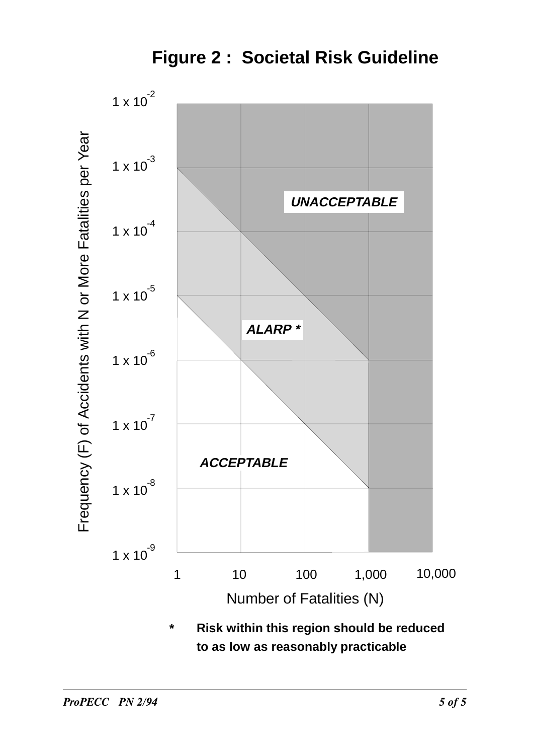# Figure 2 : Societal Risk Guideline

Frequency (F) of Accidents with N or More Fatalities per Year

$1 \times 10^{-2}$

$1 \times 10^{-3}$

$1 \times 10^{-4}$

$1 \times 10^{-5}$

$1 \times 10^{-6}$

$1 \times 10^{-7}$

$1 \times 10^{-8}$

$1 \times 10^{-9}$

***UNACCEPTABLE***

***ALARP \****

***ACCEPTABLE***

1 10 100 1,000 10,000

Number of Fatalities (N)

**\* Risk within this region should be reduced to as low as reasonably practicable**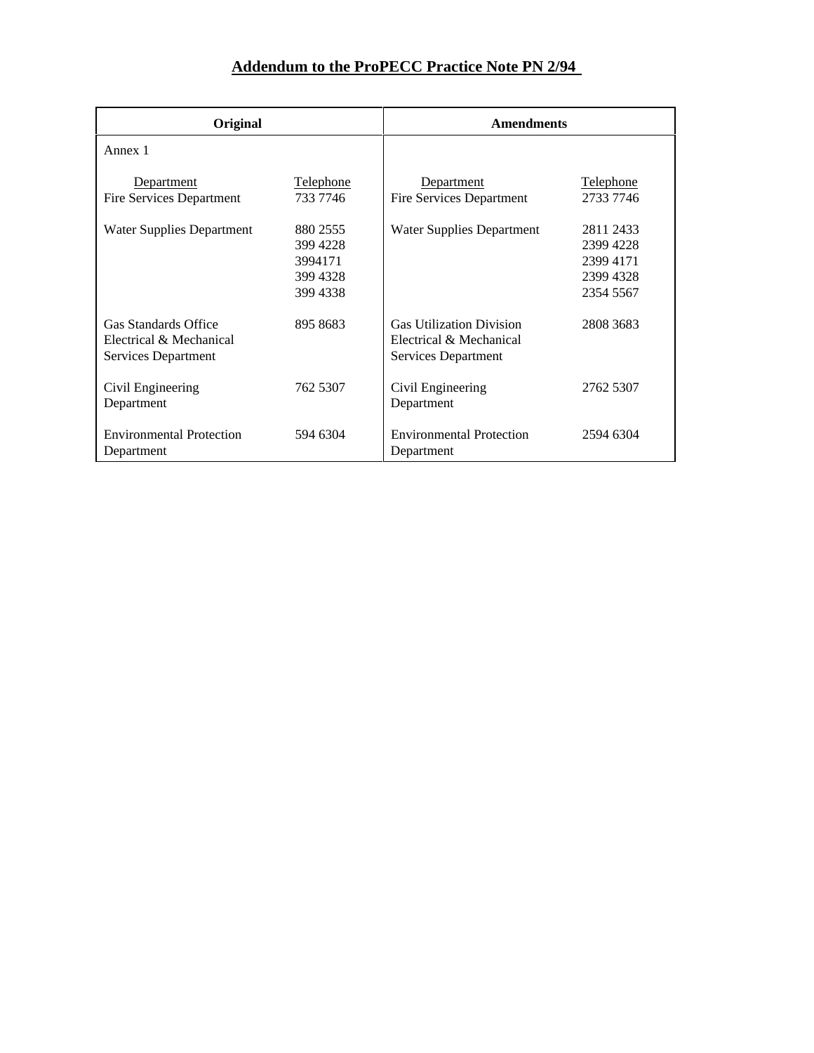## Addendum to the ProPECC Practice Note PN 2/94

| Original | | Amendments | |
|---|---|---|---|
| Annex 1 | | | |
| Department | Telephone | Department | Telephone |
| Fire Services Department | 733 7746 | Fire Services Department | 2733 7746 |
| Water Supplies Department | 880 2555<br>399 4228<br>3994171<br>399 4328<br>399 4338 | Water Supplies Department | 2811 2433<br>2399 4228<br>2399 4171<br>2399 4328<br>2354 5567 |
| Gas Standards Office Electrical & Mechanical Services Department | 895 8683 | Gas Utilization Division Electrical & Mechanical Services Department | 2808 3683 |
| Civil Engineering Department | 762 5307 | Civil Engineering Department | 2762 5307 |
| Environmental Protection Department | 594 6304 | Environmental Protection Department | 2594 6304 |